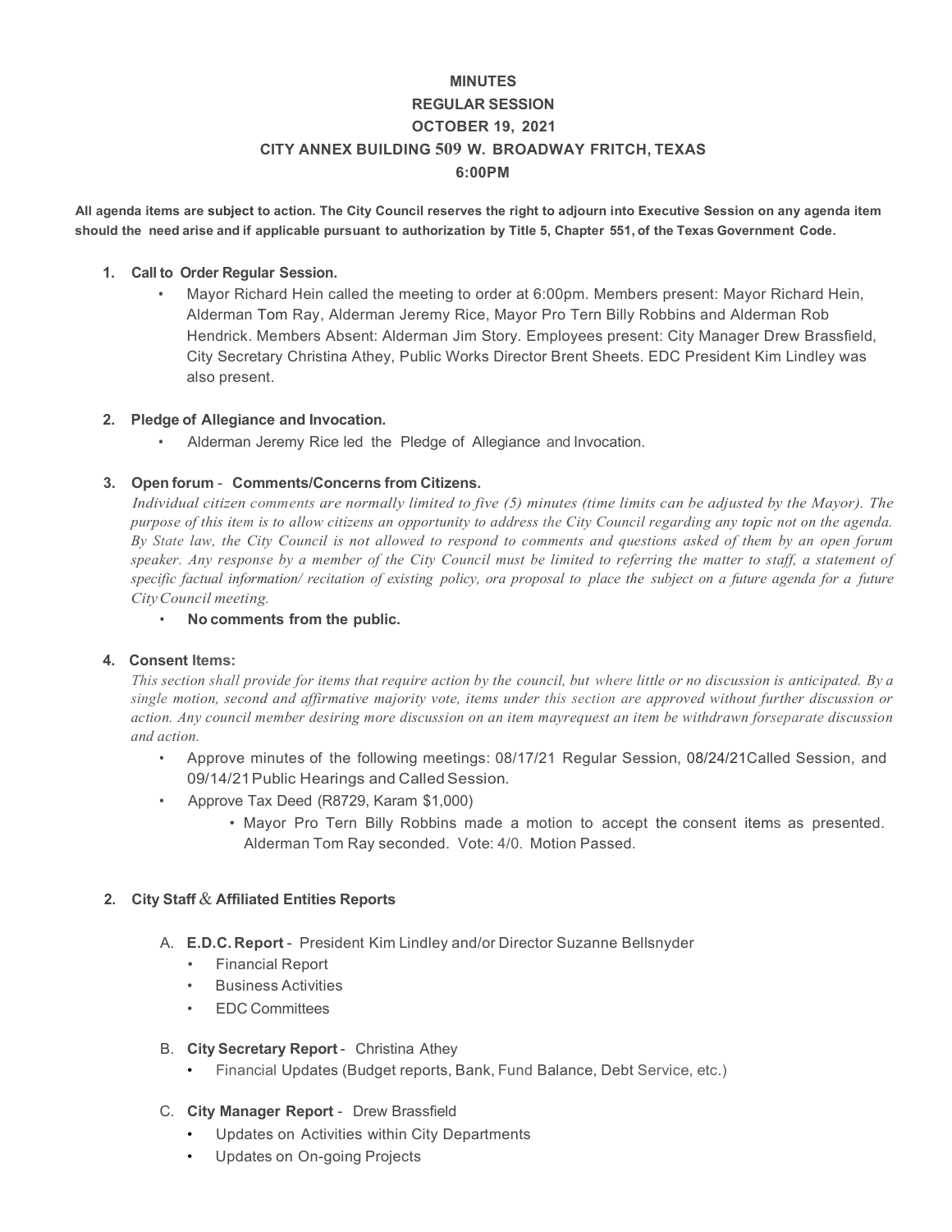# MINUTES
## REGULAR SESSION
## OCTOBER 19, 2021
## CITY ANNEX BUILDING 509 W. BROADWAY FRITCH, TEXAS
## 6:00PM

**All agenda items are subject to action. The City Council reserves the right to adjourn into Executive Session on any agenda item should the need arise and if applicable pursuant to authorization by Title 5, Chapter 551, of the Texas Government Code.**

1. **Call to Order Regular Session.**
   - Mayor Richard Hein called the meeting to order at 6:00pm. Members present: Mayor Richard Hein, Alderman Tom Ray, Alderman Jeremy Rice, Mayor Pro Tern Billy Robbins and Alderman Rob Hendrick. Members Absent: Alderman Jim Story. Employees present: City Manager Drew Brassfield, City Secretary Christina Athey, Public Works Director Brent Sheets. EDC President Kim Lindley was also present.

2. **Pledge of Allegiance and Invocation.**
   - Alderman Jeremy Rice led the Pledge of Allegiance and Invocation.

3. **Open forum - Comments/Concerns from Citizens.**

   *Individual citizen comments are normally limited to five (5) minutes (time limits can be adjusted by the Mayor). The purpose of this item is to allow citizens an opportunity to address the City Council regarding any topic not on the agenda. By State law, the City Council is not allowed to respond to comments and questions asked of them by an open forum speaker. Any response by a member of the City Council must be limited to referring the matter to staff, a statement of specific factual information/ recitation of existing policy, ora proposal to place the subject on a future agenda for a future City Council meeting.*
   - **No comments from the public.**

4. **Consent Items:**

   *This section shall provide for items that require action by the council, but where little or no discussion is anticipated. By a single motion, second and affirmative majority vote, items under this section are approved without further discussion or action. Any council member desiring more discussion on an item mayrequest an item be withdrawn forseparate discussion and action.*
   - Approve minutes of the following meetings: 08/17/21 Regular Session, 08/24/21Called Session, and 09/14/21Public Hearings and Called Session.
   - Approve Tax Deed (R8729, Karam $1,000)
     - Mayor Pro Tern Billy Robbins made a motion to accept the consent items as presented. Alderman Tom Ray seconded. Vote: 4/0. Motion Passed.

2. **City Staff & Affiliated Entities Reports**

   A. **E.D.C. Report** - President Kim Lindley and/or Director Suzanne Bellsnyder
      - Financial Report
      - Business Activities
      - EDC Committees

   B. **City Secretary Report** - Christina Athey
      - Financial Updates (Budget reports, Bank, Fund Balance, Debt Service, etc.)

   C. **City Manager Report** - Drew Brassfield
      - Updates on Activities within City Departments
      - Updates on On-going Projects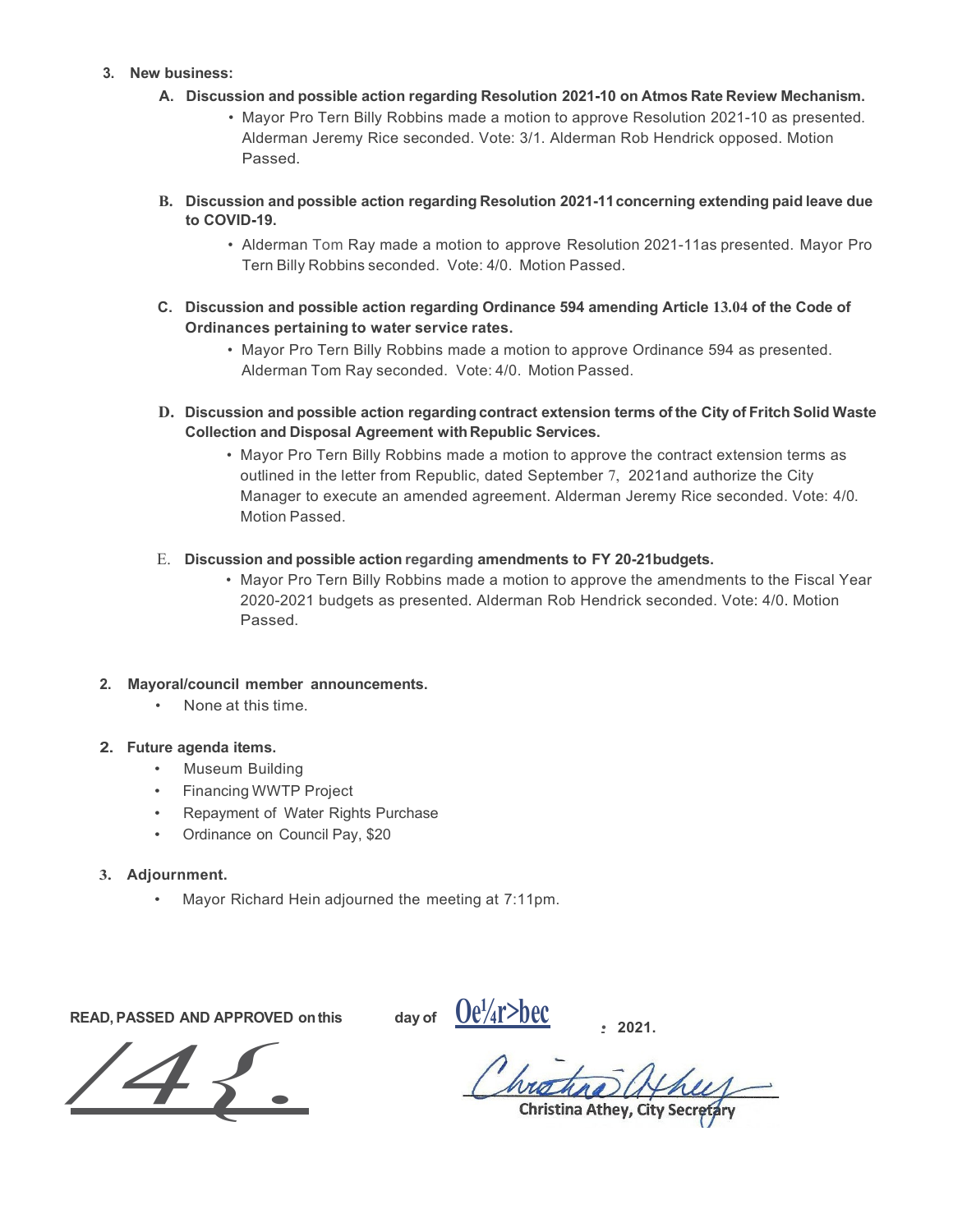3. **New business:**

   **A. Discussion and possible action regarding Resolution 2021-10 on Atmos Rate Review Mechanism.**

   - Mayor Pro Tern Billy Robbins made a motion to approve Resolution 2021-10 as presented. Alderman Jeremy Rice seconded. Vote: 3/1. Alderman Rob Hendrick opposed. Motion Passed.

   **B. Discussion and possible action regarding Resolution 2021-11 concerning extending paid leave due to COVID-19.**

   - Alderman Tom Ray made a motion to approve Resolution 2021-11as presented. Mayor Pro Tern Billy Robbins seconded. Vote: 4/0. Motion Passed.

   **C. Discussion and possible action regarding Ordinance 594 amending Article 13.04 of the Code of Ordinances pertaining to water service rates.**

   - Mayor Pro Tern Billy Robbins made a motion to approve Ordinance 594 as presented. Alderman Tom Ray seconded. Vote: 4/0. Motion Passed.

   **D. Discussion and possible action regarding contract extension terms of the City of Fritch Solid Waste Collection and Disposal Agreement with Republic Services.**

   - Mayor Pro Tern Billy Robbins made a motion to approve the contract extension terms as outlined in the letter from Republic, dated September 7, 2021and authorize the City Manager to execute an amended agreement. Alderman Jeremy Rice seconded. Vote: 4/0. Motion Passed.

   **E. Discussion and possible action regarding amendments to FY 20-21budgets.**

   - Mayor Pro Tern Billy Robbins made a motion to approve the amendments to the Fiscal Year 2020-2021 budgets as presented. Alderman Rob Hendrick seconded. Vote: 4/0. Motion Passed.

2. **Mayoral/council member announcements.**
   - None at this time.

2. **Future agenda items.**
   - Museum Building
   - Financing WWTP Project
   - Repayment of Water Rights Purchase
   - Ordinance on Council Pay, $20

3. **Adjournment.**
   - Mayor Richard Hein adjourned the meeting at 7:11pm.

**READ, PASSED AND APPROVED on this** 14 **day of** October **, 2021.**

Christina Athey, City Secretary